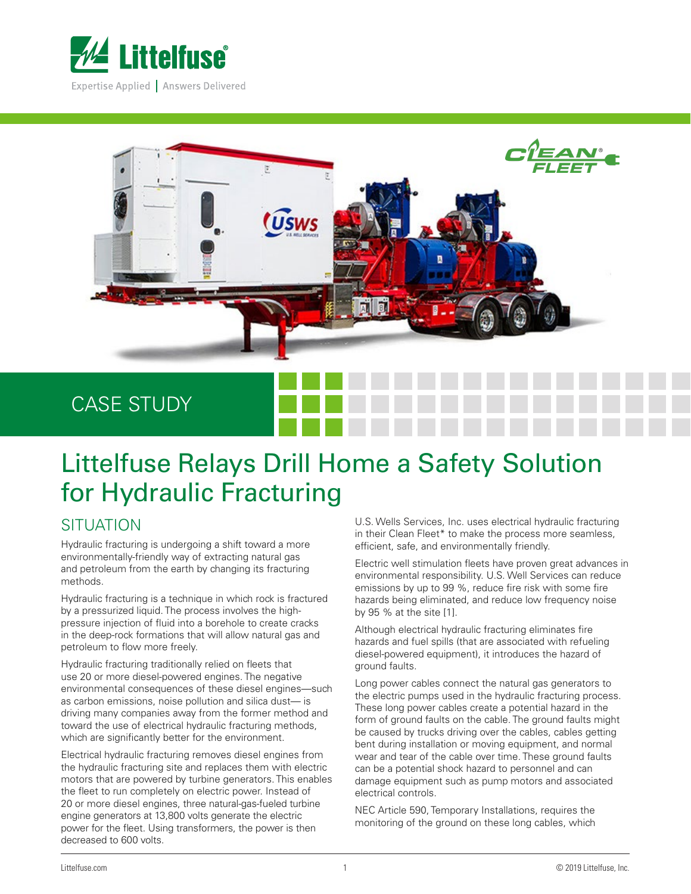Littelfuse®

Expertise Applied | Answers Delivered

CASE STUDY

# Littelfuse Relays Drill Home a Safety Solution for Hydraulic Fracturing

## SITUATION

Hydraulic fracturing is undergoing a shift toward a more environmentally-friendly way of extracting natural gas and petroleum from the earth by changing its fracturing methods.

Hydraulic fracturing is a technique in which rock is fractured by a pressurized liquid. The process involves the high-pressure injection of fluid into a borehole to create cracks in the deep-rock formations that will allow natural gas and petroleum to flow more freely.

Hydraulic fracturing traditionally relied on fleets that use 20 or more diesel-powered engines. The negative environmental consequences of these diesel engines—such as carbon emissions, noise pollution and silica dust— is driving many companies away from the former method and toward the use of electrical hydraulic fracturing methods, which are significantly better for the environment.

Electrical hydraulic fracturing removes diesel engines from the hydraulic fracturing site and replaces them with electric motors that are powered by turbine generators. This enables the fleet to run completely on electric power. Instead of 20 or more diesel engines, three natural-gas-fueled turbine engine generators at 13,800 volts generate the electric power for the fleet. Using transformers, the power is then decreased to 600 volts.

U.S. Wells Services, Inc. uses electrical hydraulic fracturing in their Clean Fleet* to make the process more seamless, efficient, safe, and environmentally friendly.

Electric well stimulation fleets have proven great advances in environmental responsibility. U.S. Well Services can reduce emissions by up to 99 %, reduce fire risk with some fire hazards being eliminated, and reduce low frequency noise by 95 % at the site [1].

Although electrical hydraulic fracturing eliminates fire hazards and fuel spills (that are associated with refueling diesel-powered equipment), it introduces the hazard of ground faults.

Long power cables connect the natural gas generators to the electric pumps used in the hydraulic fracturing process. These long power cables create a potential hazard in the form of ground faults on the cable. The ground faults might be caused by trucks driving over the cables, cables getting bent during installation or moving equipment, and normal wear and tear of the cable over time. These ground faults can be a potential shock hazard to personnel and can damage equipment such as pump motors and associated electrical controls.

NEC Article 590, Temporary Installations, requires the monitoring of the ground on these long cables, which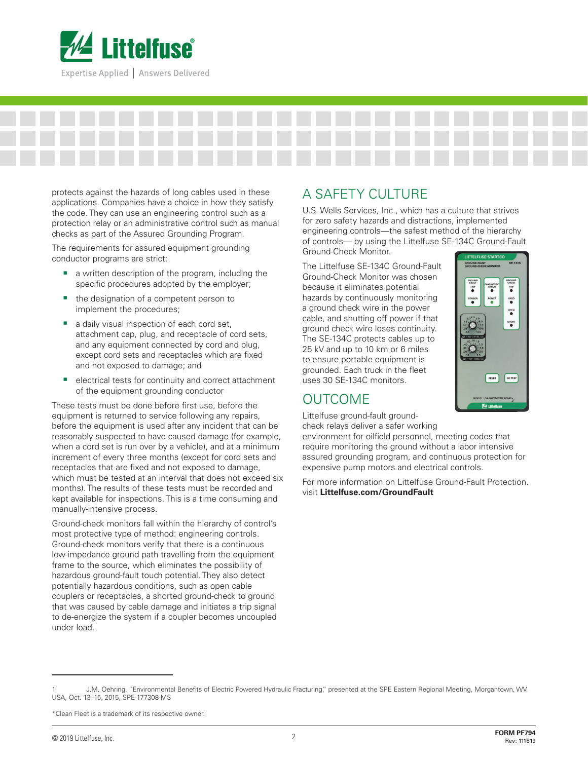protects against the hazards of long cables used in these applications. Companies have a choice in how they satisfy the code. They can use an engineering control such as a protection relay or an administrative control such as manual checks as part of the Assured Grounding Program.

The requirements for assured equipment grounding conductor programs are strict:

- a written description of the program, including the specific procedures adopted by the employer;
- the designation of a competent person to implement the procedures;
- a daily visual inspection of each cord set, attachment cap, plug, and receptacle of cord sets, and any equipment connected by cord and plug, except cord sets and receptacles which are fixed and not exposed to damage; and
- electrical tests for continuity and correct attachment of the equipment grounding conductor

These tests must be done before first use, before the equipment is returned to service following any repairs, before the equipment is used after any incident that can be reasonably suspected to have caused damage (for example, when a cord set is run over by a vehicle), and at a minimum increment of every three months (except for cord sets and receptacles that are fixed and not exposed to damage, which must be tested at an interval that does not exceed six months). The results of these tests must be recorded and kept available for inspections. This is a time consuming and manually-intensive process.

Ground-check monitors fall within the hierarchy of control's most protective type of method: engineering controls. Ground-check monitors verify that there is a continuous low-impedance ground path travelling from the equipment frame to the source, which eliminates the possibility of hazardous ground-fault touch potential. They also detect potentially hazardous conditions, such as open cable couplers or receptacles, a shorted ground-check to ground that was caused by cable damage and initiates a trip signal to de-energize the system if a coupler becomes uncoupled under load.

## A SAFETY CULTURE

U.S. Wells Services, Inc., which has a culture that strives for zero safety hazards and distractions, implemented engineering controls—the safest method of the hierarchy of controls— by using the Littelfuse SE-134C Ground-Fault Ground-Check Monitor.

The Littelfuse SE-134C Ground-Fault Ground-Check Monitor was chosen because it eliminates potential hazards by continuously monitoring a ground check wire in the power cable, and shutting off power if that ground check wire loses continuity. The SE-134C protects cables up to 25 kV and up to 10 km or 6 miles to ensure portable equipment is grounded. Each truck in the fleet uses 30 SE-134C monitors.

## OUTCOME

Littelfuse ground-fault ground-check relays deliver a safer working environment for oilfield personnel, meeting codes that require monitoring the ground without a labor intensive assured grounding program, and continuous protection for expensive pump motors and electrical controls.

For more information on Littelfuse Ground-Fault Protection. visit **Littelfuse.com/GroundFault**

---

1 J.M. Oehring, "Environmental Benefits of Electric Powered Hydraulic Fracturing," presented at the SPE Eastern Regional Meeting, Morgantown, WV, USA, Oct. 13–15, 2015, SPE-177308-MS

*Clean Fleet is a trademark of its respective owner.

@ 2019 Littelfuse, Inc. **FORM PF794** Rev: 111819